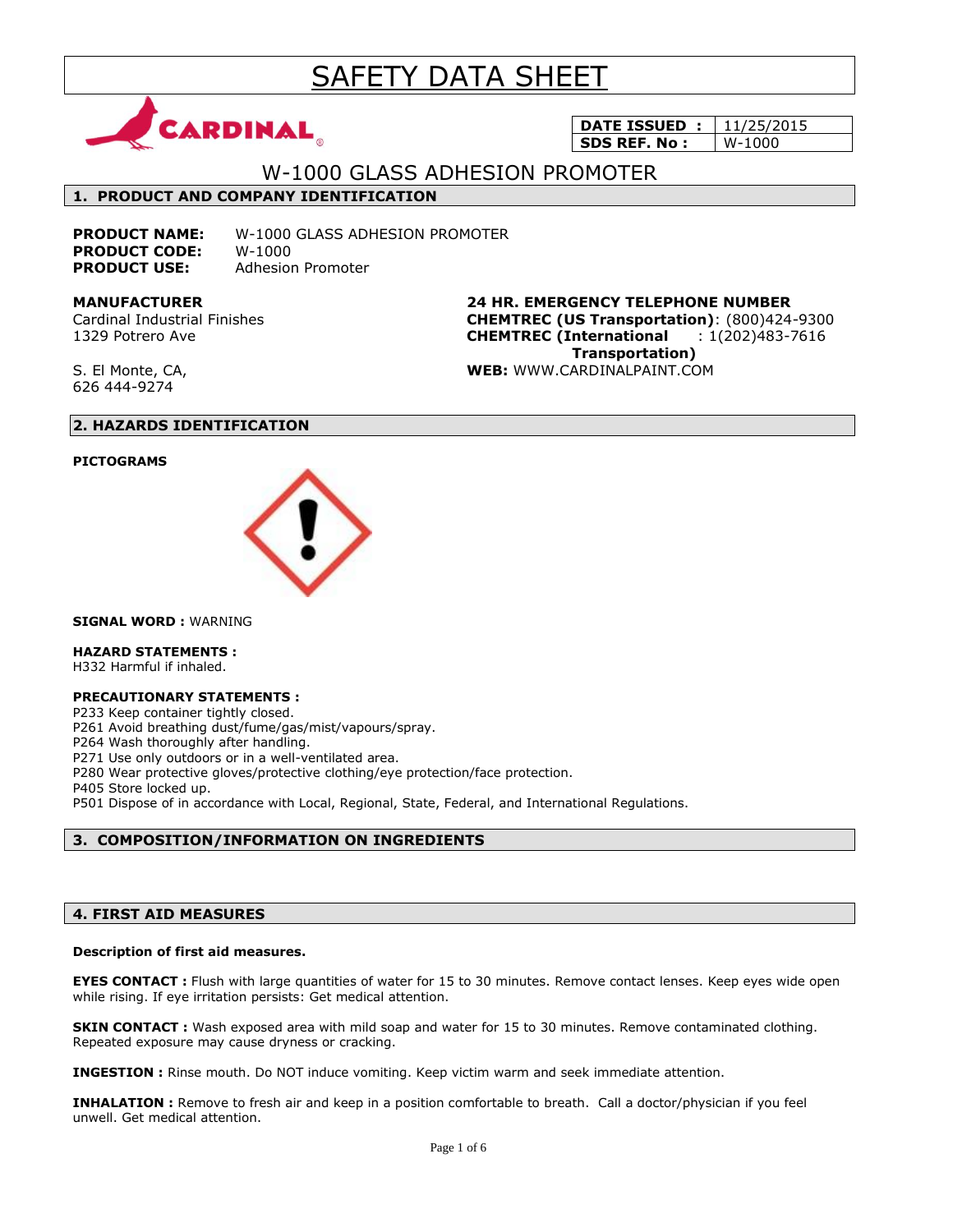# SAFETY DATA SHEET

| DATE ISSUED : | 11/25/2015 |
| --- | --- |
| SDS REF. No : | W-1000 |

## W-1000 GLASS ADHESION PROMOTER

### 1. PRODUCT AND COMPANY IDENTIFICATION

**PRODUCT NAME:** W-1000 GLASS ADHESION PROMOTER
**PRODUCT CODE:** W-1000
**PRODUCT USE:** Adhesion Promoter

**MANUFACTURER**
Cardinal Industrial Finishes
1329 Potrero Ave

S. El Monte, CA,
626 444-9274

**24 HR. EMERGENCY TELEPHONE NUMBER**
**CHEMTREC (US Transportation)**: (800)424-9300
**CHEMTREC (International Transportation)** : 1(202)483-7616
**WEB:** WWW.CARDINALPAINT.COM

### 2. HAZARDS IDENTIFICATION

**PICTOGRAMS**

**SIGNAL WORD :** WARNING

**HAZARD STATEMENTS :**
H332 Harmful if inhaled.

**PRECAUTIONARY STATEMENTS :**
P233 Keep container tightly closed.
P261 Avoid breathing dust/fume/gas/mist/vapours/spray.
P264 Wash thoroughly after handling.
P271 Use only outdoors or in a well-ventilated area.
P280 Wear protective gloves/protective clothing/eye protection/face protection.
P405 Store locked up.
P501 Dispose of in accordance with Local, Regional, State, Federal, and International Regulations.

### 3. COMPOSITION/INFORMATION ON INGREDIENTS

### 4. FIRST AID MEASURES

**Description of first aid measures.**

**EYES CONTACT :** Flush with large quantities of water for 15 to 30 minutes. Remove contact lenses. Keep eyes wide open while rising. If eye irritation persists: Get medical attention.

**SKIN CONTACT :** Wash exposed area with mild soap and water for 15 to 30 minutes. Remove contaminated clothing. Repeated exposure may cause dryness or cracking.

**INGESTION :** Rinse mouth. Do NOT induce vomiting. Keep victim warm and seek immediate attention.

**INHALATION :** Remove to fresh air and keep in a position comfortable to breath. Call a doctor/physician if you feel unwell. Get medical attention.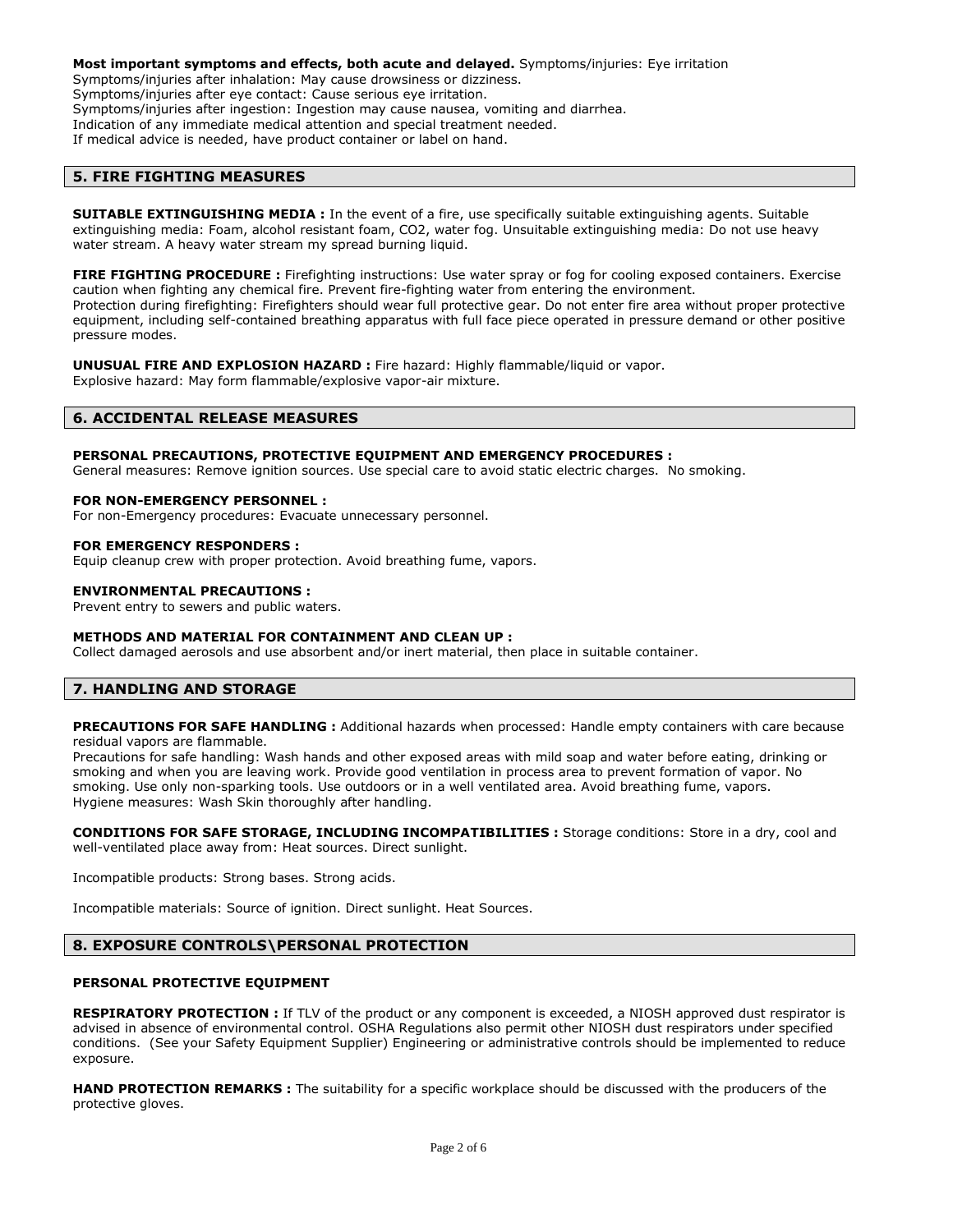**Most important symptoms and effects, both acute and delayed.** Symptoms/injuries: Eye irritation
Symptoms/injuries after inhalation: May cause drowsiness or dizziness.
Symptoms/injuries after eye contact: Cause serious eye irritation.
Symptoms/injuries after ingestion: Ingestion may cause nausea, vomiting and diarrhea.
Indication of any immediate medical attention and special treatment needed.
If medical advice is needed, have product container or label on hand.

## 5. FIRE FIGHTING MEASURES

**SUITABLE EXTINGUISHING MEDIA :** In the event of a fire, use specifically suitable extinguishing agents. Suitable extinguishing media: Foam, alcohol resistant foam, $CO_2$, water fog. Unsuitable extinguishing media: Do not use heavy water stream. A heavy water stream my spread burning liquid.

**FIRE FIGHTING PROCEDURE :** Firefighting instructions: Use water spray or fog for cooling exposed containers. Exercise caution when fighting any chemical fire. Prevent fire-fighting water from entering the environment.
Protection during firefighting: Firefighters should wear full protective gear. Do not enter fire area without proper protective equipment, including self-contained breathing apparatus with full face piece operated in pressure demand or other positive pressure modes.

**UNUSUAL FIRE AND EXPLOSION HAZARD :** Fire hazard: Highly flammable/liquid or vapor.
Explosive hazard: May form flammable/explosive vapor-air mixture.

## 6. ACCIDENTAL RELEASE MEASURES

**PERSONAL PRECAUTIONS, PROTECTIVE EQUIPMENT AND EMERGENCY PROCEDURES :**
General measures: Remove ignition sources. Use special care to avoid static electric charges. No smoking.

**FOR NON-EMERGENCY PERSONNEL :**
For non-Emergency procedures: Evacuate unnecessary personnel.

**FOR EMERGENCY RESPONDERS :**
Equip cleanup crew with proper protection. Avoid breathing fume, vapors.

**ENVIRONMENTAL PRECAUTIONS :**
Prevent entry to sewers and public waters.

**METHODS AND MATERIAL FOR CONTAINMENT AND CLEAN UP :**
Collect damaged aerosols and use absorbent and/or inert material, then place in suitable container.

## 7. HANDLING AND STORAGE

**PRECAUTIONS FOR SAFE HANDLING :** Additional hazards when processed: Handle empty containers with care because residual vapors are flammable.
Precautions for safe handling: Wash hands and other exposed areas with mild soap and water before eating, drinking or smoking and when you are leaving work. Provide good ventilation in process area to prevent formation of vapor. No smoking. Use only non-sparking tools. Use outdoors or in a well ventilated area. Avoid breathing fume, vapors.
Hygiene measures: Wash Skin thoroughly after handling.

**CONDITIONS FOR SAFE STORAGE, INCLUDING INCOMPATIBILITIES :** Storage conditions: Store in a dry, cool and well-ventilated place away from: Heat sources. Direct sunlight.

Incompatible products: Strong bases. Strong acids.

Incompatible materials: Source of ignition. Direct sunlight. Heat Sources.

## 8. EXPOSURE CONTROLS\PERSONAL PROTECTION

**PERSONAL PROTECTIVE EQUIPMENT**

**RESPIRATORY PROTECTION :** If TLV of the product or any component is exceeded, a NIOSH approved dust respirator is advised in absence of environmental control. OSHA Regulations also permit other NIOSH dust respirators under specified conditions. (See your Safety Equipment Supplier) Engineering or administrative controls should be implemented to reduce exposure.

**HAND PROTECTION REMARKS :** The suitability for a specific workplace should be discussed with the producers of the protective gloves.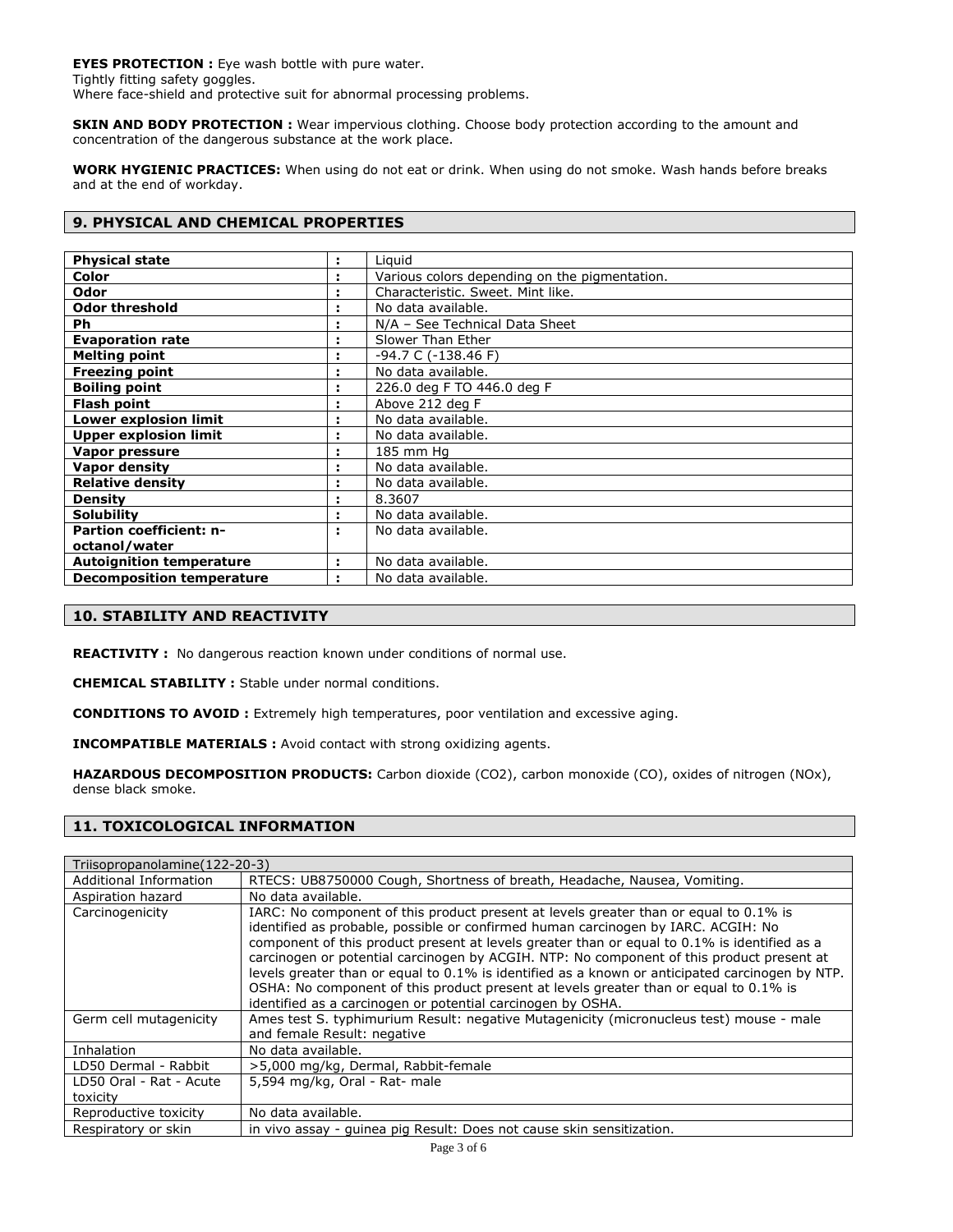**EYES PROTECTION :** Eye wash bottle with pure water.
Tightly fitting safety goggles.
Where face-shield and protective suit for abnormal processing problems.

**SKIN AND BODY PROTECTION :** Wear impervious clothing. Choose body protection according to the amount and concentration of the dangerous substance at the work place.

**WORK HYGIENIC PRACTICES:** When using do not eat or drink. When using do not smoke. Wash hands before breaks and at the end of workday.

## 9. PHYSICAL AND CHEMICAL PROPERTIES

| | | |
|---|---|---|
| **Physical state** | : | Liquid |
| **Color** | : | Various colors depending on the pigmentation. |
| **Odor** | : | Characteristic. Sweet. Mint like. |
| **Odor threshold** | : | No data available. |
| **Ph** | : | N/A – See Technical Data Sheet |
| **Evaporation rate** | : | Slower Than Ether |
| **Melting point** | : | -94.7 C (-138.46 F) |
| **Freezing point** | : | No data available. |
| **Boiling point** | : | 226.0 deg F TO 446.0 deg F |
| **Flash point** | : | Above 212 deg F |
| **Lower explosion limit** | : | No data available. |
| **Upper explosion limit** | : | No data available. |
| **Vapor pressure** | : | 185 mm Hg |
| **Vapor density** | : | No data available. |
| **Relative density** | : | No data available. |
| **Density** | : | 8.3607 |
| **Solubility** | : | No data available. |
| **Partion coefficient: n-octanol/water** | : | No data available. |
| **Autoignition temperature** | : | No data available. |
| **Decomposition temperature** | : | No data available. |

## 10. STABILITY AND REACTIVITY

**REACTIVITY :** No dangerous reaction known under conditions of normal use.

**CHEMICAL STABILITY :** Stable under normal conditions.

**CONDITIONS TO AVOID :** Extremely high temperatures, poor ventilation and excessive aging.

**INCOMPATIBLE MATERIALS :** Avoid contact with strong oxidizing agents.

**HAZARDOUS DECOMPOSITION PRODUCTS:** Carbon dioxide ($CO_2$), carbon monoxide (CO), oxides of nitrogen ($NO_x$), dense black smoke.

## 11. TOXICOLOGICAL INFORMATION

| Triisopropanolamine(122-20-3) | |
|---|---|
| Additional Information | RTECS: UB8750000 Cough, Shortness of breath, Headache, Nausea, Vomiting. |
| Aspiration hazard | No data available. |
| Carcinogenicity | IARC: No component of this product present at levels greater than or equal to 0.1% is identified as probable, possible or confirmed human carcinogen by IARC. ACGIH: No component of this product present at levels greater than or equal to 0.1% is identified as a carcinogen or potential carcinogen by ACGIH. NTP: No component of this product present at levels greater than or equal to 0.1% is identified as a known or anticipated carcinogen by NTP. OSHA: No component of this product present at levels greater than or equal to 0.1% is identified as a carcinogen or potential carcinogen by OSHA. |
| Germ cell mutagenicity | Ames test S. typhimurium Result: negative Mutagenicity (micronucleus test) mouse - male and female Result: negative |
| Inhalation | No data available. |
| LD50 Dermal - Rabbit | >5,000 mg/kg, Dermal, Rabbit-female |
| LD50 Oral - Rat - Acute toxicity | 5,594 mg/kg, Oral - Rat- male |
| Reproductive toxicity | No data available. |
| Respiratory or skin | in vivo assay - guinea pig Result: Does not cause skin sensitization. |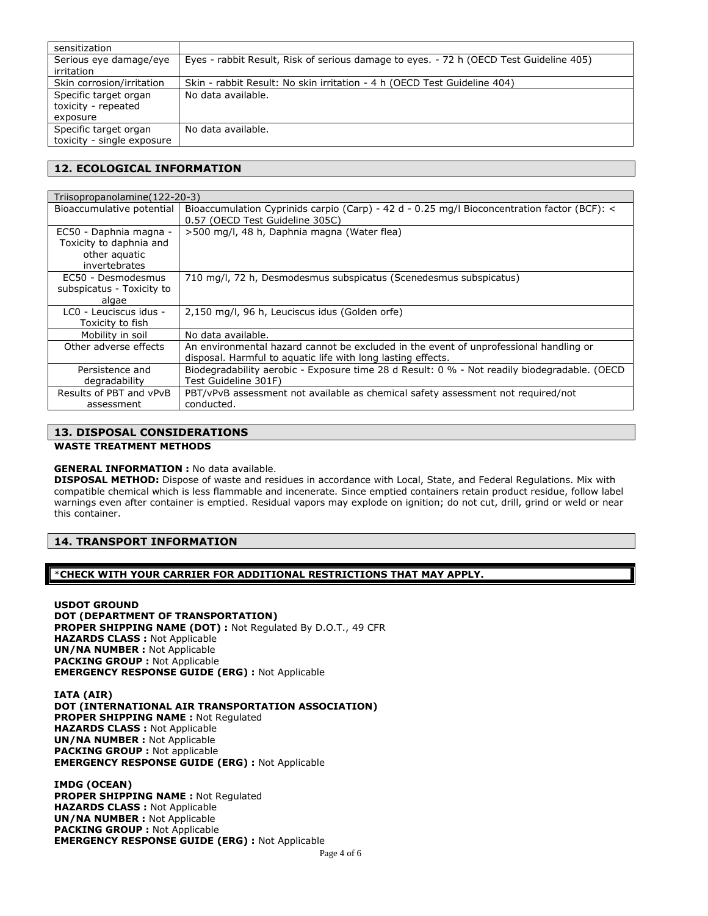| sensitization | |
|---|---|
| Serious eye damage/eye irritation | Eyes - rabbit Result, Risk of serious damage to eyes. - 72 h (OECD Test Guideline 405) |
| Skin corrosion/irritation | Skin - rabbit Result: No skin irritation - 4 h (OECD Test Guideline 404) |
| Specific target organ toxicity - repeated exposure | No data available. |
| Specific target organ toxicity - single exposure | No data available. |

## 12. ECOLOGICAL INFORMATION

| Triisopropanolamine(122-20-3) | |
|---|---|
| Bioaccumulative potential | Bioaccumulation Cyprinids carpio (Carp) - 42 d - 0.25 mg/l Bioconcentration factor (BCF): < 0.57 (OECD Test Guideline 305C) |
| EC50 - Daphnia magna - Toxicity to daphnia and other aquatic invertebrates | >500 mg/l, 48 h, Daphnia magna (Water flea) |
| EC50 - Desmodesmus subspicatus - Toxicity to algae | 710 mg/l, 72 h, Desmodesmus subspicatus (Scenedesmus subspicatus) |
| LC0 - Leuciscus idus - Toxicity to fish | 2,150 mg/l, 96 h, Leuciscus idus (Golden orfe) |
| Mobility in soil | No data available. |
| Other adverse effects | An environmental hazard cannot be excluded in the event of unprofessional handling or disposal. Harmful to aquatic life with long lasting effects. |
| Persistence and degradability | Biodegradability aerobic - Exposure time 28 d Result: 0 % - Not readily biodegradable. (OECD Test Guideline 301F) |
| Results of PBT and vPvB assessment | PBT/vPvB assessment not available as chemical safety assessment not required/not conducted. |

## 13. DISPOSAL CONSIDERATIONS

**WASTE TREATMENT METHODS**

**GENERAL INFORMATION :** No data available.

**DISPOSAL METHOD:** Dispose of waste and residues in accordance with Local, State, and Federal Regulations. Mix with compatible chemical which is less flammable and incenerate. Since emptied containers retain product residue, follow label warnings even after container is emptied. Residual vapors may explode on ignition; do not cut, drill, grind or weld or near this container.

## 14. TRANSPORT INFORMATION

**\*CHECK WITH YOUR CARRIER FOR ADDITIONAL RESTRICTIONS THAT MAY APPLY.**

**USDOT GROUND**
**DOT (DEPARTMENT OF TRANSPORTATION)**
**PROPER SHIPPING NAME (DOT) :** Not Regulated By D.O.T., 49 CFR
**HAZARDS CLASS :** Not Applicable
**UN/NA NUMBER :** Not Applicable
**PACKING GROUP :** Not Applicable
**EMERGENCY RESPONSE GUIDE (ERG) :** Not Applicable

**IATA (AIR)**
**DOT (INTERNATIONAL AIR TRANSPORTATION ASSOCIATION)**
**PROPER SHIPPING NAME :** Not Regulated
**HAZARDS CLASS :** Not Applicable
**UN/NA NUMBER :** Not Applicable
**PACKING GROUP :** Not applicable
**EMERGENCY RESPONSE GUIDE (ERG) :** Not Applicable

**IMDG (OCEAN)**
**PROPER SHIPPING NAME :** Not Regulated
**HAZARDS CLASS :** Not Applicable
**UN/NA NUMBER :** Not Applicable
**PACKING GROUP :** Not Applicable
**EMERGENCY RESPONSE GUIDE (ERG) :** Not Applicable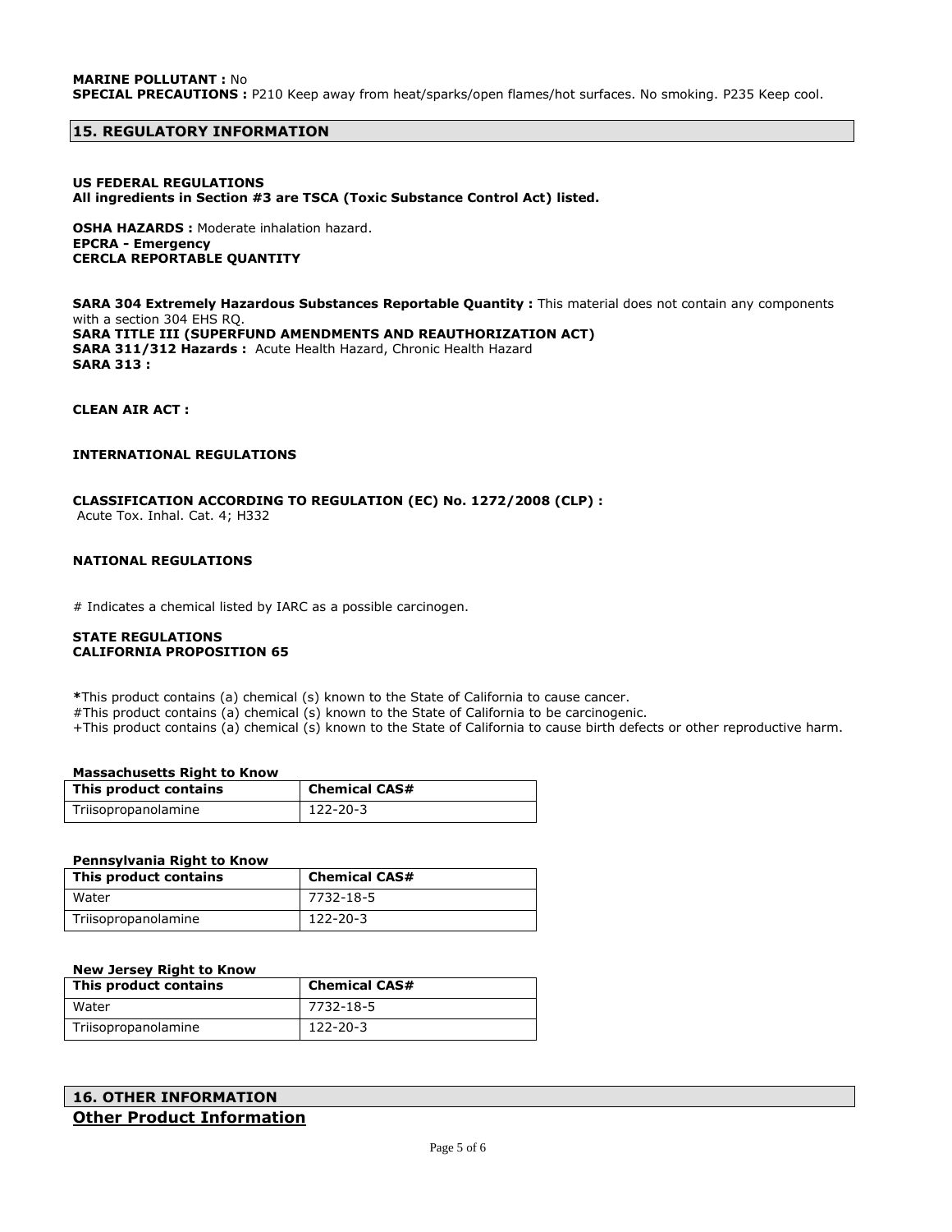**MARINE POLLUTANT :** No
**SPECIAL PRECAUTIONS :** P210 Keep away from heat/sparks/open flames/hot surfaces. No smoking. P235 Keep cool.

## 15. REGULATORY INFORMATION

**US FEDERAL REGULATIONS**
**All ingredients in Section #3 are TSCA (Toxic Substance Control Act) listed.**

**OSHA HAZARDS :** Moderate inhalation hazard.
**EPCRA - Emergency**
**CERCLA REPORTABLE QUANTITY**

**SARA 304 Extremely Hazardous Substances Reportable Quantity :** This material does not contain any components with a section 304 EHS RQ.
**SARA TITLE III (SUPERFUND AMENDMENTS AND REAUTHORIZATION ACT)**
**SARA 311/312 Hazards :** Acute Health Hazard, Chronic Health Hazard
**SARA 313 :**

**CLEAN AIR ACT :**

**INTERNATIONAL REGULATIONS**

**CLASSIFICATION ACCORDING TO REGULATION (EC) No. 1272/2008 (CLP) :**
Acute Tox. Inhal. Cat. 4; H332

**NATIONAL REGULATIONS**

# Indicates a chemical listed by IARC as a possible carcinogen.

**STATE REGULATIONS**
**CALIFORNIA PROPOSITION 65**

**\***This product contains (a) chemical (s) known to the State of California to cause cancer.
#This product contains (a) chemical (s) known to the State of California to be carcinogenic.
+This product contains (a) chemical (s) known to the State of California to cause birth defects or other reproductive harm.

**Massachusetts Right to Know**

| This product contains | Chemical CAS# |
|---|---|
| Triisopropanolamine | 122-20-3 |

**Pennsylvania Right to Know**

| This product contains | Chemical CAS# |
|---|---|
| Water | 7732-18-5 |
| Triisopropanolamine | 122-20-3 |

**New Jersey Right to Know**

| This product contains | Chemical CAS# |
|---|---|
| Water | 7732-18-5 |
| Triisopropanolamine | 122-20-3 |

## 16. OTHER INFORMATION

**Other Product Information**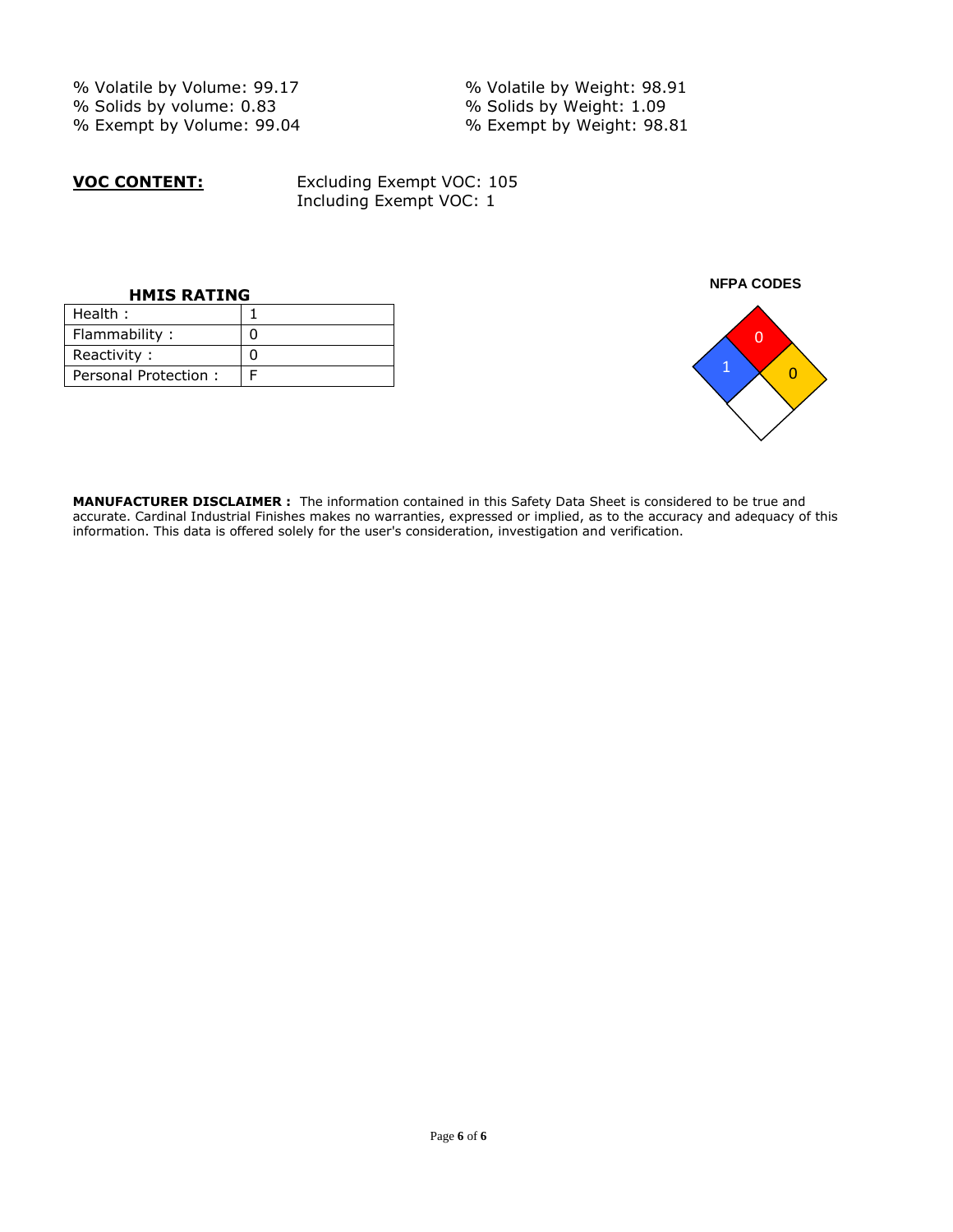% Volatile by Volume: 99.17
% Solids by volume: 0.83
% Exempt by Volume: 99.04

% Volatile by Weight: 98.91
% Solids by Weight: 1.09
% Exempt by Weight: 98.81

**VOC CONTENT:**

Excluding Exempt VOC: 105
Including Exempt VOC: 1

**HMIS RATING**

| | |
|---|---|
| Health : | 1 |
| Flammability : | 0 |
| Reactivity : | 0 |
| Personal Protection : | F |

**NFPA CODES**

0
1
0

**MANUFACTURER DISCLAIMER :** The information contained in this Safety Data Sheet is considered to be true and accurate. Cardinal Industrial Finishes makes no warranties, expressed or implied, as to the accuracy and adequacy of this information. This data is offered solely for the user's consideration, investigation and verification.